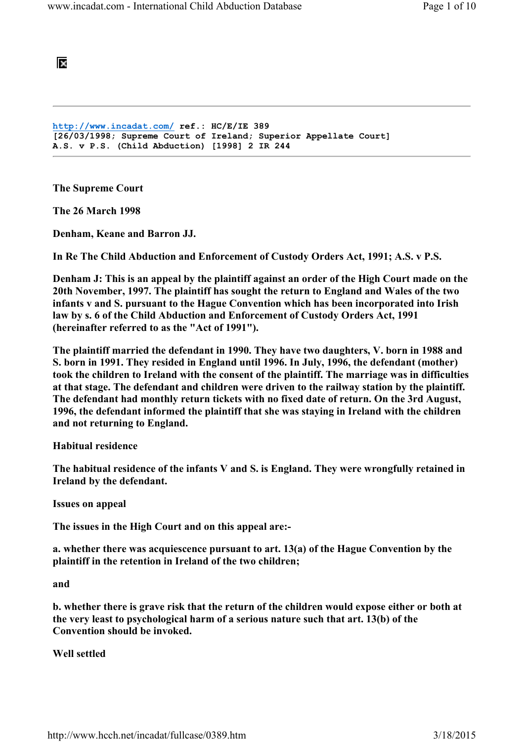http://www.incadat.com/ ref.: HC/E/IE 389
[26/03/1998; Supreme Court of Ireland; Superior Appellate Court]
A.S. v P.S. (Child Abduction) [1998] 2 IR 244

---

**The Supreme Court**

**The 26 March 1998**

**Denham, Keane and Barron JJ.**

**In Re The Child Abduction and Enforcement of Custody Orders Act, 1991; A.S. v P.S.**

**Denham J: This is an appeal by the plaintiff against an order of the High Court made on the 20th November, 1997. The plaintiff has sought the return to England and Wales of the two infants v and S. pursuant to the Hague Convention which has been incorporated into Irish law by s. 6 of the Child Abduction and Enforcement of Custody Orders Act, 1991 (hereinafter referred to as the "Act of 1991").**

**The plaintiff married the defendant in 1990. They have two daughters, V. born in 1988 and S. born in 1991. They resided in England until 1996. In July, 1996, the defendant (mother) took the children to Ireland with the consent of the plaintiff. The marriage was in difficulties at that stage. The defendant and children were driven to the railway station by the plaintiff. The defendant had monthly return tickets with no fixed date of return. On the 3rd August, 1996, the defendant informed the plaintiff that she was staying in Ireland with the children and not returning to England.**

**Habitual residence**

**The habitual residence of the infants V and S. is England. They were wrongfully retained in Ireland by the defendant.**

**Issues on appeal**

**The issues in the High Court and on this appeal are:-**

**a. whether there was acquiescence pursuant to art. 13(a) of the Hague Convention by the plaintiff in the retention in Ireland of the two children;**

**and**

**b. whether there is grave risk that the return of the children would expose either or both at the very least to psychological harm of a serious nature such that art. 13(b) of the Convention should be invoked.**

**Well settled**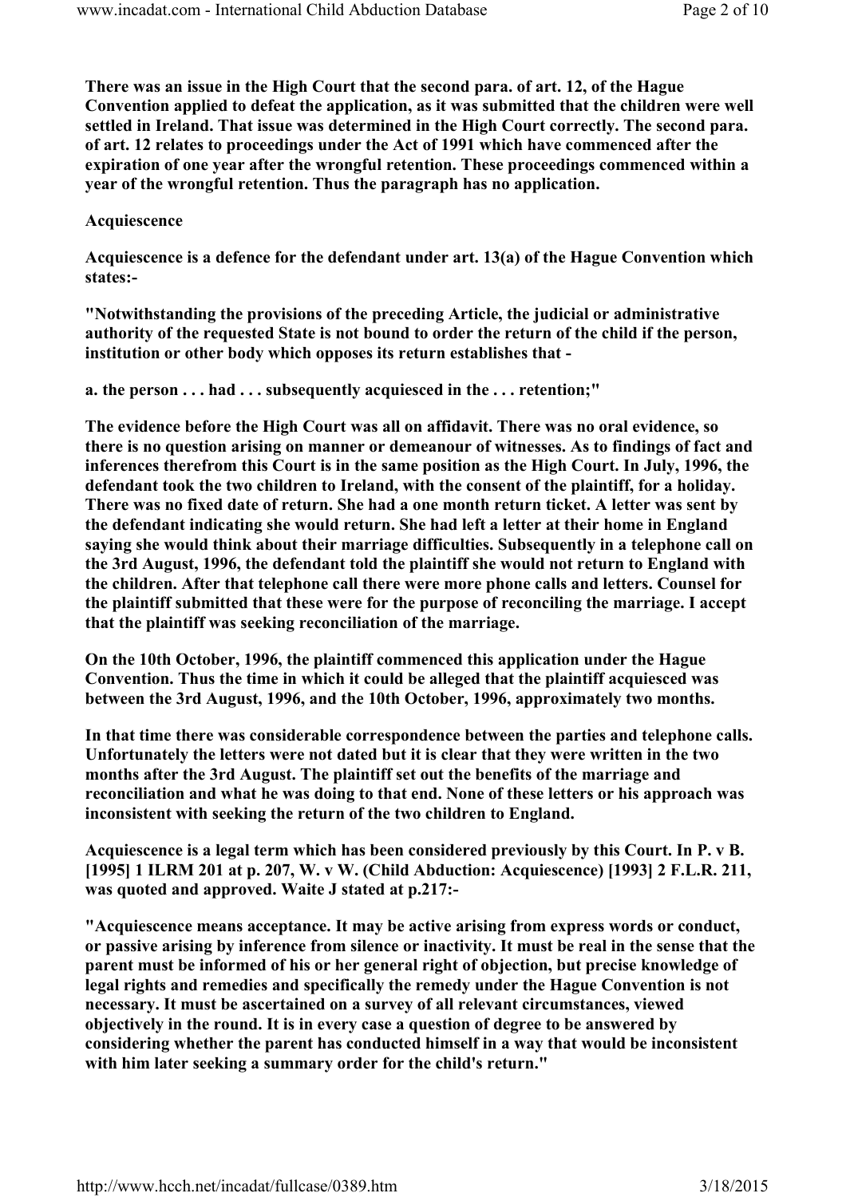**There was an issue in the High Court that the second para. of art. 12, of the Hague Convention applied to defeat the application, as it was submitted that the children were well settled in Ireland. That issue was determined in the High Court correctly. The second para. of art. 12 relates to proceedings under the Act of 1991 which have commenced after the expiration of one year after the wrongful retention. These proceedings commenced within a year of the wrongful retention. Thus the paragraph has no application.**

**Acquiescence**

**Acquiescence is a defence for the defendant under art. 13(a) of the Hague Convention which states:-**

**"Notwithstanding the provisions of the preceding Article, the judicial or administrative authority of the requested State is not bound to order the return of the child if the person, institution or other body which opposes its return establishes that -**

**a. the person . . . had . . . subsequently acquiesced in the . . . retention;"**

**The evidence before the High Court was all on affidavit. There was no oral evidence, so there is no question arising on manner or demeanour of witnesses. As to findings of fact and inferences therefrom this Court is in the same position as the High Court. In July, 1996, the defendant took the two children to Ireland, with the consent of the plaintiff, for a holiday. There was no fixed date of return. She had a one month return ticket. A letter was sent by the defendant indicating she would return. She had left a letter at their home in England saying she would think about their marriage difficulties. Subsequently in a telephone call on the 3rd August, 1996, the defendant told the plaintiff she would not return to England with the children. After that telephone call there were more phone calls and letters. Counsel for the plaintiff submitted that these were for the purpose of reconciling the marriage. I accept that the plaintiff was seeking reconciliation of the marriage.**

**On the 10th October, 1996, the plaintiff commenced this application under the Hague Convention. Thus the time in which it could be alleged that the plaintiff acquiesced was between the 3rd August, 1996, and the 10th October, 1996, approximately two months.**

**In that time there was considerable correspondence between the parties and telephone calls. Unfortunately the letters were not dated but it is clear that they were written in the two months after the 3rd August. The plaintiff set out the benefits of the marriage and reconciliation and what he was doing to that end. None of these letters or his approach was inconsistent with seeking the return of the two children to England.**

**Acquiescence is a legal term which has been considered previously by this Court. In P. v B. [1995] 1 ILRM 201 at p. 207, W. v W. (Child Abduction: Acquiescence) [1993] 2 F.L.R. 211, was quoted and approved. Waite J stated at p.217:-**

**"Acquiescence means acceptance. It may be active arising from express words or conduct, or passive arising by inference from silence or inactivity. It must be real in the sense that the parent must be informed of his or her general right of objection, but precise knowledge of legal rights and remedies and specifically the remedy under the Hague Convention is not necessary. It must be ascertained on a survey of all relevant circumstances, viewed objectively in the round. It is in every case a question of degree to be answered by considering whether the parent has conducted himself in a way that would be inconsistent with him later seeking a summary order for the child's return."**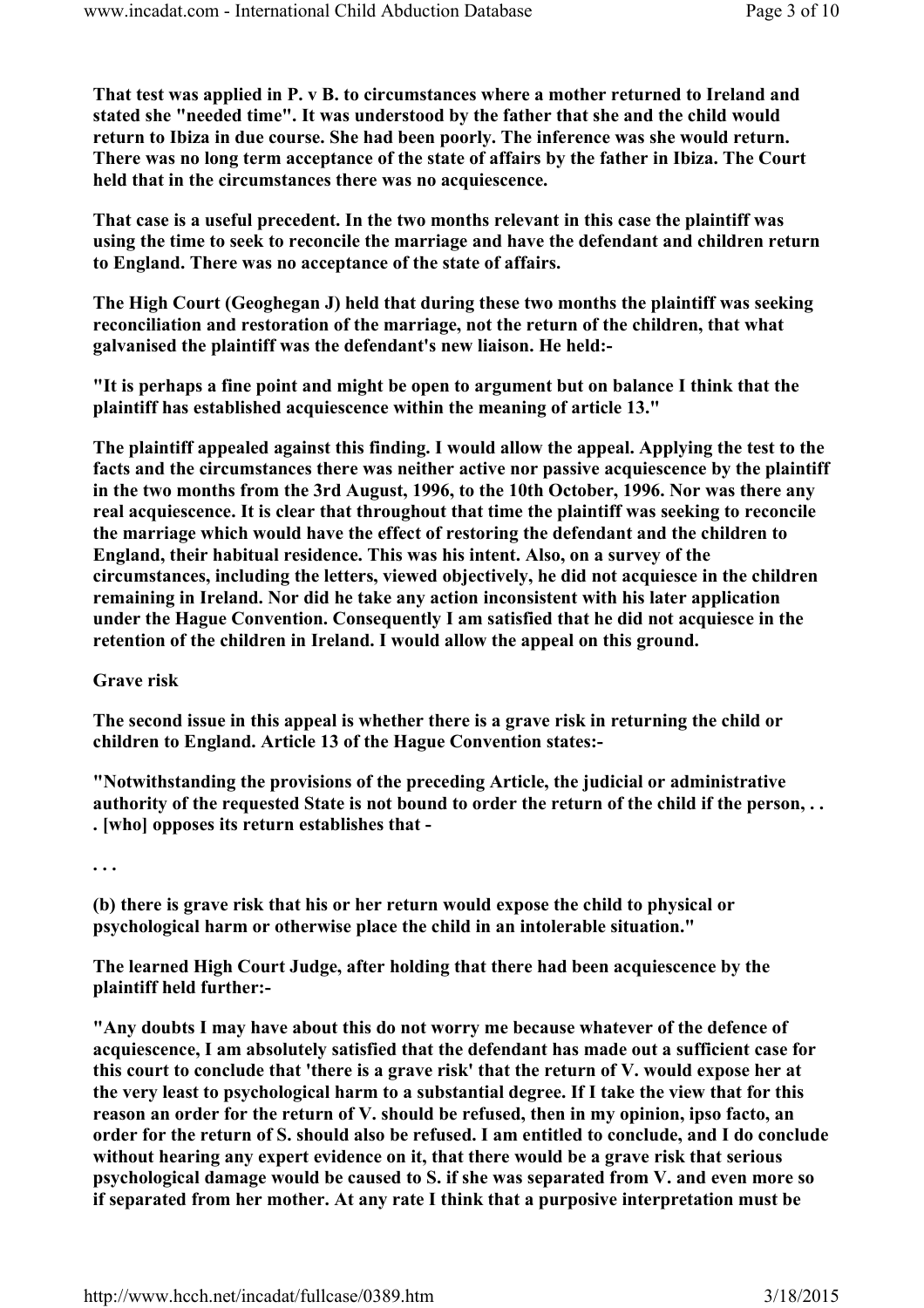**That test was applied in P. v B. to circumstances where a mother returned to Ireland and stated she "needed time". It was understood by the father that she and the child would return to Ibiza in due course. She had been poorly. The inference was she would return. There was no long term acceptance of the state of affairs by the father in Ibiza. The Court held that in the circumstances there was no acquiescence.**

**That case is a useful precedent. In the two months relevant in this case the plaintiff was using the time to seek to reconcile the marriage and have the defendant and children return to England. There was no acceptance of the state of affairs.**

**The High Court (Geoghegan J) held that during these two months the plaintiff was seeking reconciliation and restoration of the marriage, not the return of the children, that what galvanised the plaintiff was the defendant's new liaison. He held:-**

**"It is perhaps a fine point and might be open to argument but on balance I think that the plaintiff has established acquiescence within the meaning of article 13."**

**The plaintiff appealed against this finding. I would allow the appeal. Applying the test to the facts and the circumstances there was neither active nor passive acquiescence by the plaintiff in the two months from the 3rd August, 1996, to the 10th October, 1996. Nor was there any real acquiescence. It is clear that throughout that time the plaintiff was seeking to reconcile the marriage which would have the effect of restoring the defendant and the children to England, their habitual residence. This was his intent. Also, on a survey of the circumstances, including the letters, viewed objectively, he did not acquiesce in the children remaining in Ireland. Nor did he take any action inconsistent with his later application under the Hague Convention. Consequently I am satisfied that he did not acquiesce in the retention of the children in Ireland. I would allow the appeal on this ground.**

**Grave risk**

**The second issue in this appeal is whether there is a grave risk in returning the child or children to England. Article 13 of the Hague Convention states:-**

**"Notwithstanding the provisions of the preceding Article, the judicial or administrative authority of the requested State is not bound to order the return of the child if the person, . . . [who] opposes its return establishes that -**

**. . .**

**(b) there is grave risk that his or her return would expose the child to physical or psychological harm or otherwise place the child in an intolerable situation."**

**The learned High Court Judge, after holding that there had been acquiescence by the plaintiff held further:-**

**"Any doubts I may have about this do not worry me because whatever of the defence of acquiescence, I am absolutely satisfied that the defendant has made out a sufficient case for this court to conclude that 'there is a grave risk' that the return of V. would expose her at the very least to psychological harm to a substantial degree. If I take the view that for this reason an order for the return of V. should be refused, then in my opinion, ipso facto, an order for the return of S. should also be refused. I am entitled to conclude, and I do conclude without hearing any expert evidence on it, that there would be a grave risk that serious psychological damage would be caused to S. if she was separated from V. and even more so if separated from her mother. At any rate I think that a purposive interpretation must be**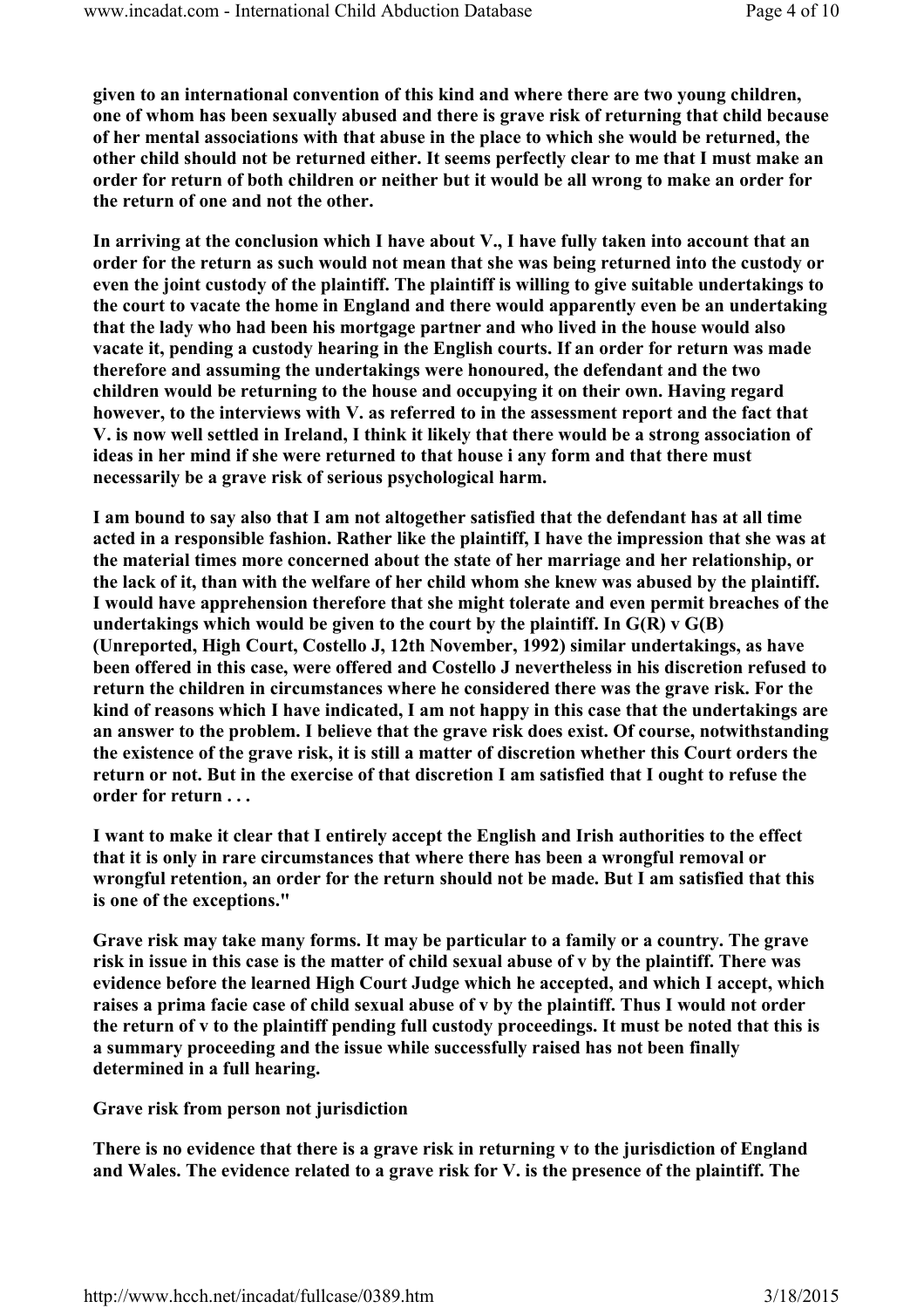**given to an international convention of this kind and where there are two young children, one of whom has been sexually abused and there is grave risk of returning that child because of her mental associations with that abuse in the place to which she would be returned, the other child should not be returned either. It seems perfectly clear to me that I must make an order for return of both children or neither but it would be all wrong to make an order for the return of one and not the other.**

**In arriving at the conclusion which I have about V., I have fully taken into account that an order for the return as such would not mean that she was being returned into the custody or even the joint custody of the plaintiff. The plaintiff is willing to give suitable undertakings to the court to vacate the home in England and there would apparently even be an undertaking that the lady who had been his mortgage partner and who lived in the house would also vacate it, pending a custody hearing in the English courts. If an order for return was made therefore and assuming the undertakings were honoured, the defendant and the two children would be returning to the house and occupying it on their own. Having regard however, to the interviews with V. as referred to in the assessment report and the fact that V. is now well settled in Ireland, I think it likely that there would be a strong association of ideas in her mind if she were returned to that house i any form and that there must necessarily be a grave risk of serious psychological harm.**

**I am bound to say also that I am not altogether satisfied that the defendant has at all time acted in a responsible fashion. Rather like the plaintiff, I have the impression that she was at the material times more concerned about the state of her marriage and her relationship, or the lack of it, than with the welfare of her child whom she knew was abused by the plaintiff. I would have apprehension therefore that she might tolerate and even permit breaches of the undertakings which would be given to the court by the plaintiff. In G(R) v G(B) (Unreported, High Court, Costello J, 12th November, 1992) similar undertakings, as have been offered in this case, were offered and Costello J nevertheless in his discretion refused to return the children in circumstances where he considered there was the grave risk. For the kind of reasons which I have indicated, I am not happy in this case that the undertakings are an answer to the problem. I believe that the grave risk does exist. Of course, notwithstanding the existence of the grave risk, it is still a matter of discretion whether this Court orders the return or not. But in the exercise of that discretion I am satisfied that I ought to refuse the order for return . . .**

**I want to make it clear that I entirely accept the English and Irish authorities to the effect that it is only in rare circumstances that where there has been a wrongful removal or wrongful retention, an order for the return should not be made. But I am satisfied that this is one of the exceptions."**

**Grave risk may take many forms. It may be particular to a family or a country. The grave risk in issue in this case is the matter of child sexual abuse of v by the plaintiff. There was evidence before the learned High Court Judge which he accepted, and which I accept, which raises a prima facie case of child sexual abuse of v by the plaintiff. Thus I would not order the return of v to the plaintiff pending full custody proceedings. It must be noted that this is a summary proceeding and the issue while successfully raised has not been finally determined in a full hearing.**

**Grave risk from person not jurisdiction**

**There is no evidence that there is a grave risk in returning v to the jurisdiction of England and Wales. The evidence related to a grave risk for V. is the presence of the plaintiff. The**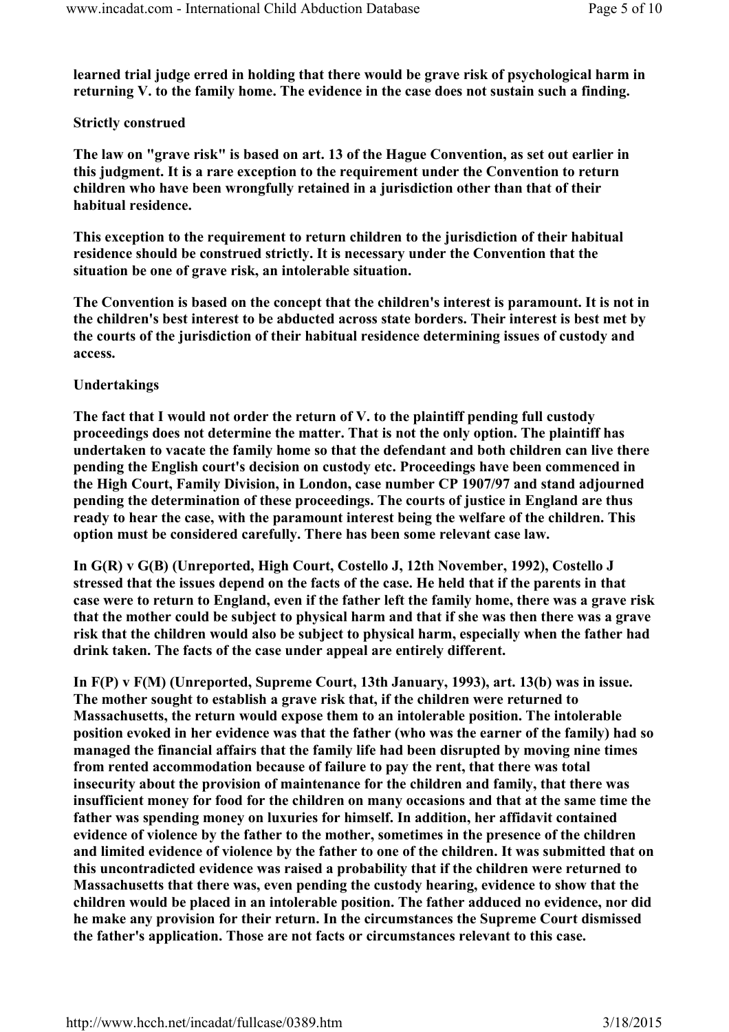**learned trial judge erred in holding that there would be grave risk of psychological harm in returning V. to the family home. The evidence in the case does not sustain such a finding.**

**Strictly construed**

**The law on "grave risk" is based on art. 13 of the Hague Convention, as set out earlier in this judgment. It is a rare exception to the requirement under the Convention to return children who have been wrongfully retained in a jurisdiction other than that of their habitual residence.**

**This exception to the requirement to return children to the jurisdiction of their habitual residence should be construed strictly. It is necessary under the Convention that the situation be one of grave risk, an intolerable situation.**

**The Convention is based on the concept that the children's interest is paramount. It is not in the children's best interest to be abducted across state borders. Their interest is best met by the courts of the jurisdiction of their habitual residence determining issues of custody and access.**

**Undertakings**

**The fact that I would not order the return of V. to the plaintiff pending full custody proceedings does not determine the matter. That is not the only option. The plaintiff has undertaken to vacate the family home so that the defendant and both children can live there pending the English court's decision on custody etc. Proceedings have been commenced in the High Court, Family Division, in London, case number CP 1907/97 and stand adjourned pending the determination of these proceedings. The courts of justice in England are thus ready to hear the case, with the paramount interest being the welfare of the children. This option must be considered carefully. There has been some relevant case law.**

**In G(R) v G(B) (Unreported, High Court, Costello J, 12th November, 1992), Costello J stressed that the issues depend on the facts of the case. He held that if the parents in that case were to return to England, even if the father left the family home, there was a grave risk that the mother could be subject to physical harm and that if she was then there was a grave risk that the children would also be subject to physical harm, especially when the father had drink taken. The facts of the case under appeal are entirely different.**

**In F(P) v F(M) (Unreported, Supreme Court, 13th January, 1993), art. 13(b) was in issue. The mother sought to establish a grave risk that, if the children were returned to Massachusetts, the return would expose them to an intolerable position. The intolerable position evoked in her evidence was that the father (who was the earner of the family) had so managed the financial affairs that the family life had been disrupted by moving nine times from rented accommodation because of failure to pay the rent, that there was total insecurity about the provision of maintenance for the children and family, that there was insufficient money for food for the children on many occasions and that at the same time the father was spending money on luxuries for himself. In addition, her affidavit contained evidence of violence by the father to the mother, sometimes in the presence of the children and limited evidence of violence by the father to one of the children. It was submitted that on this uncontradicted evidence was raised a probability that if the children were returned to Massachusetts that there was, even pending the custody hearing, evidence to show that the children would be placed in an intolerable position. The father adduced no evidence, nor did he make any provision for their return. In the circumstances the Supreme Court dismissed the father's application. Those are not facts or circumstances relevant to this case.**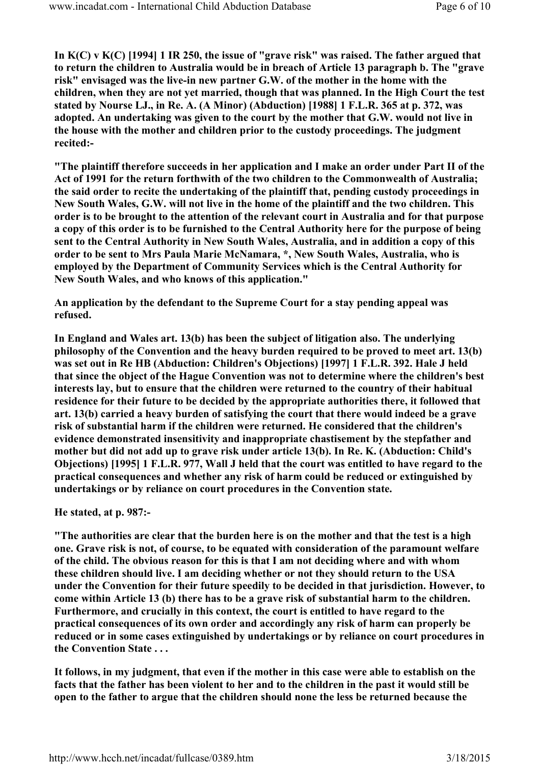**In K(C) v K(C) [1994] 1 IR 250, the issue of "grave risk" was raised. The father argued that to return the children to Australia would be in breach of Article 13 paragraph b. The "grave risk" envisaged was the live-in new partner G.W. of the mother in the home with the children, when they are not yet married, though that was planned. In the High Court the test stated by Nourse LJ., in Re. A. (A Minor) (Abduction) [1988] 1 F.L.R. 365 at p. 372, was adopted. An undertaking was given to the court by the mother that G.W. would not live in the house with the mother and children prior to the custody proceedings. The judgment recited:-**

**"The plaintiff therefore succeeds in her application and I make an order under Part II of the Act of 1991 for the return forthwith of the two children to the Commonwealth of Australia; the said order to recite the undertaking of the plaintiff that, pending custody proceedings in New South Wales, G.W. will not live in the home of the plaintiff and the two children. This order is to be brought to the attention of the relevant court in Australia and for that purpose a copy of this order is to be furnished to the Central Authority here for the purpose of being sent to the Central Authority in New South Wales, Australia, and in addition a copy of this order to be sent to Mrs Paula Marie McNamara, *, New South Wales, Australia, who is employed by the Department of Community Services which is the Central Authority for New South Wales, and who knows of this application."**

**An application by the defendant to the Supreme Court for a stay pending appeal was refused.**

**In England and Wales art. 13(b) has been the subject of litigation also. The underlying philosophy of the Convention and the heavy burden required to be proved to meet art. 13(b) was set out in Re HB (Abduction: Children's Objections) [1997] 1 F.L.R. 392. Hale J held that since the object of the Hague Convention was not to determine where the children's best interests lay, but to ensure that the children were returned to the country of their habitual residence for their future to be decided by the appropriate authorities there, it followed that art. 13(b) carried a heavy burden of satisfying the court that there would indeed be a grave risk of substantial harm if the children were returned. He considered that the children's evidence demonstrated insensitivity and inappropriate chastisement by the stepfather and mother but did not add up to grave risk under article 13(b). In Re. K. (Abduction: Child's Objections) [1995] 1 F.L.R. 977, Wall J held that the court was entitled to have regard to the practical consequences and whether any risk of harm could be reduced or extinguished by undertakings or by reliance on court procedures in the Convention state.**

**He stated, at p. 987:-**

**"The authorities are clear that the burden here is on the mother and that the test is a high one. Grave risk is not, of course, to be equated with consideration of the paramount welfare of the child. The obvious reason for this is that I am not deciding where and with whom these children should live. I am deciding whether or not they should return to the USA under the Convention for their future speedily to be decided in that jurisdiction. However, to come within Article 13 (b) there has to be a grave risk of substantial harm to the children. Furthermore, and crucially in this context, the court is entitled to have regard to the practical consequences of its own order and accordingly any risk of harm can properly be reduced or in some cases extinguished by undertakings or by reliance on court procedures in the Convention State . . .**

**It follows, in my judgment, that even if the mother in this case were able to establish on the facts that the father has been violent to her and to the children in the past it would still be open to the father to argue that the children should none the less be returned because the**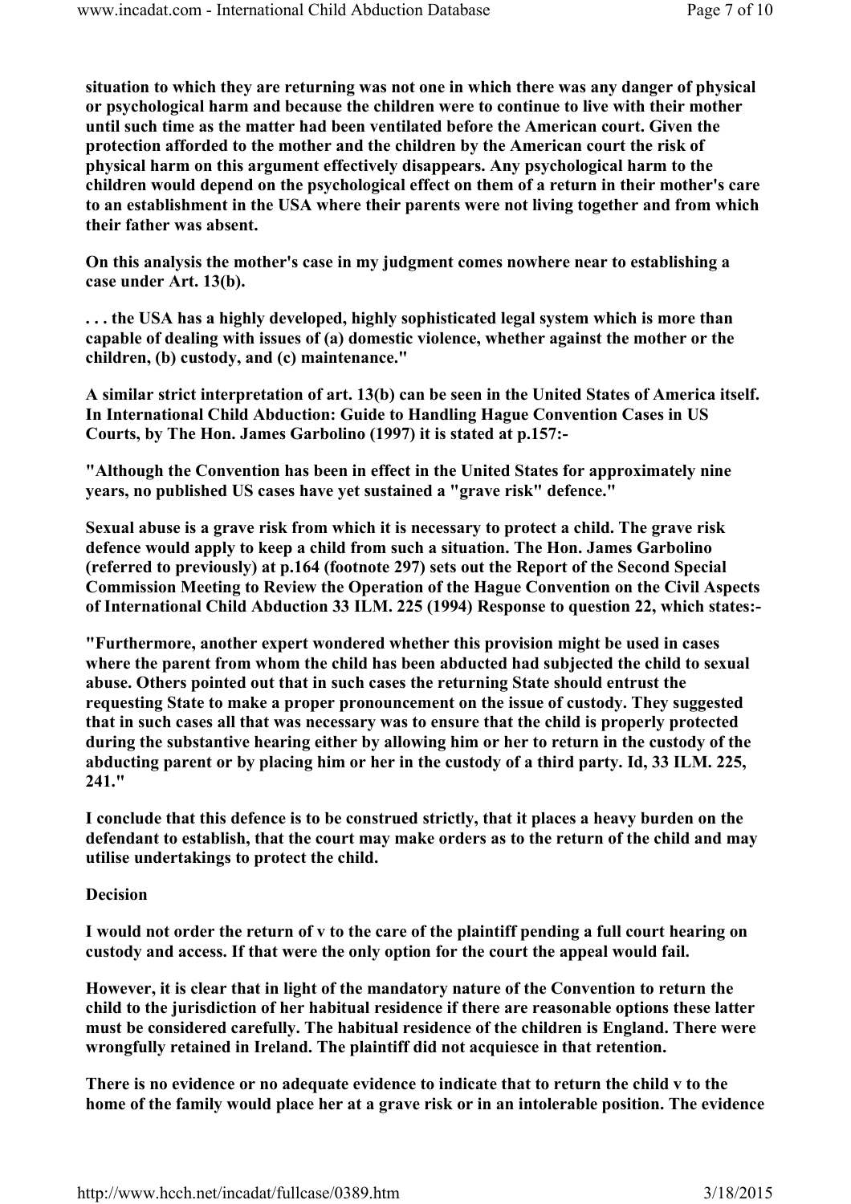**situation to which they are returning was not one in which there was any danger of physical or psychological harm and because the children were to continue to live with their mother until such time as the matter had been ventilated before the American court. Given the protection afforded to the mother and the children by the American court the risk of physical harm on this argument effectively disappears. Any psychological harm to the children would depend on the psychological effect on them of a return in their mother's care to an establishment in the USA where their parents were not living together and from which their father was absent.**

**On this analysis the mother's case in my judgment comes nowhere near to establishing a case under Art. 13(b).**

**. . . the USA has a highly developed, highly sophisticated legal system which is more than capable of dealing with issues of (a) domestic violence, whether against the mother or the children, (b) custody, and (c) maintenance."**

**A similar strict interpretation of art. 13(b) can be seen in the United States of America itself. In International Child Abduction: Guide to Handling Hague Convention Cases in US Courts, by The Hon. James Garbolino (1997) it is stated at p.157:-**

**"Although the Convention has been in effect in the United States for approximately nine years, no published US cases have yet sustained a "grave risk" defence."**

**Sexual abuse is a grave risk from which it is necessary to protect a child. The grave risk defence would apply to keep a child from such a situation. The Hon. James Garbolino (referred to previously) at p.164 (footnote 297) sets out the Report of the Second Special Commission Meeting to Review the Operation of the Hague Convention on the Civil Aspects of International Child Abduction 33 ILM. 225 (1994) Response to question 22, which states:-**

**"Furthermore, another expert wondered whether this provision might be used in cases where the parent from whom the child has been abducted had subjected the child to sexual abuse. Others pointed out that in such cases the returning State should entrust the requesting State to make a proper pronouncement on the issue of custody. They suggested that in such cases all that was necessary was to ensure that the child is properly protected during the substantive hearing either by allowing him or her to return in the custody of the abducting parent or by placing him or her in the custody of a third party. Id, 33 ILM. 225, 241."**

**I conclude that this defence is to be construed strictly, that it places a heavy burden on the defendant to establish, that the court may make orders as to the return of the child and may utilise undertakings to protect the child.**

**Decision**

**I would not order the return of v to the care of the plaintiff pending a full court hearing on custody and access. If that were the only option for the court the appeal would fail.**

**However, it is clear that in light of the mandatory nature of the Convention to return the child to the jurisdiction of her habitual residence if there are reasonable options these latter must be considered carefully. The habitual residence of the children is England. There were wrongfully retained in Ireland. The plaintiff did not acquiesce in that retention.**

**There is no evidence or no adequate evidence to indicate that to return the child v to the home of the family would place her at a grave risk or in an intolerable position. The evidence**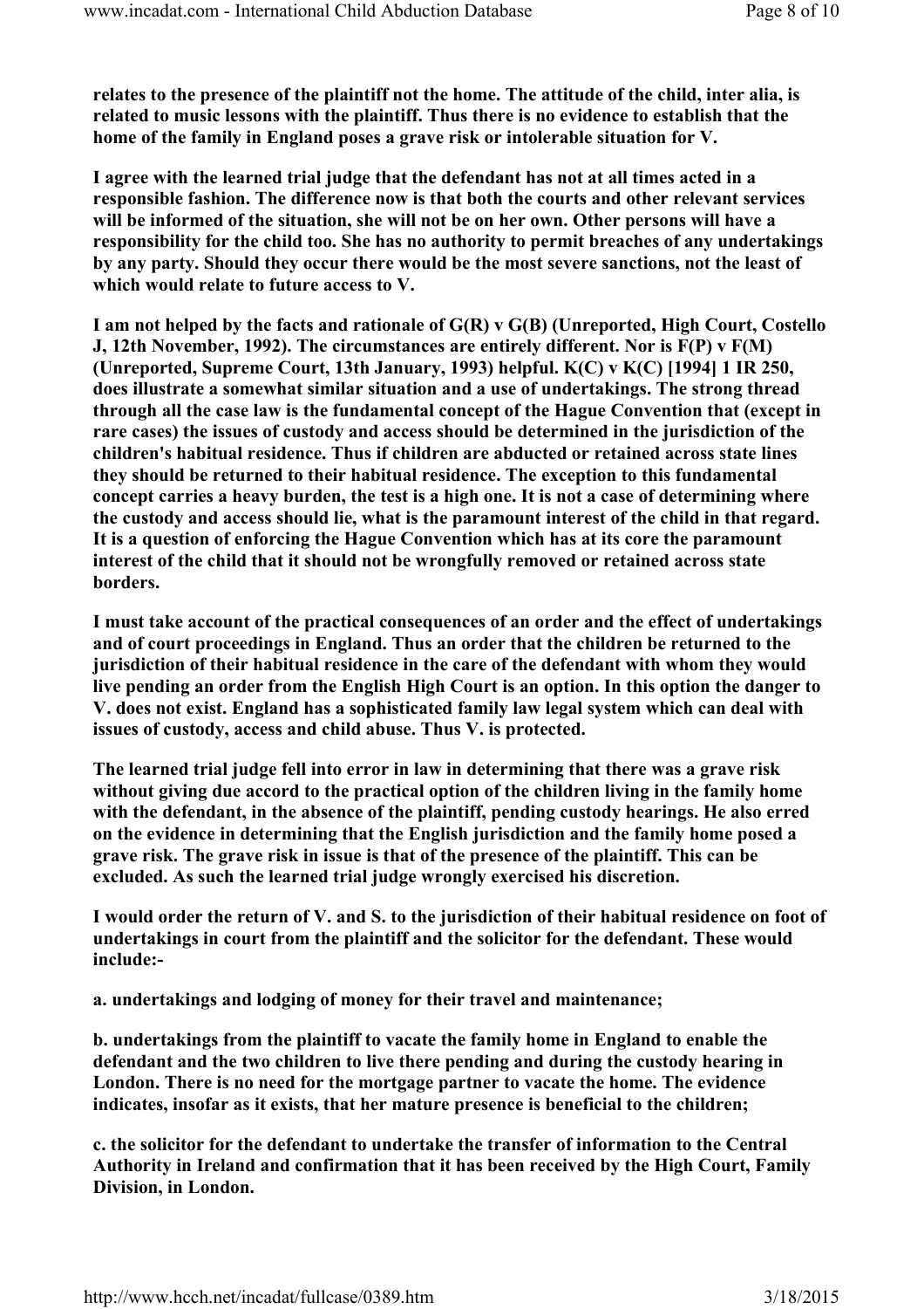**relates to the presence of the plaintiff not the home. The attitude of the child, inter alia, is related to music lessons with the plaintiff. Thus there is no evidence to establish that the home of the family in England poses a grave risk or intolerable situation for V.**

**I agree with the learned trial judge that the defendant has not at all times acted in a responsible fashion. The difference now is that both the courts and other relevant services will be informed of the situation, she will not be on her own. Other persons will have a responsibility for the child too. She has no authority to permit breaches of any undertakings by any party. Should they occur there would be the most severe sanctions, not the least of which would relate to future access to V.**

**I am not helped by the facts and rationale of G(R) v G(B) (Unreported, High Court, Costello J, 12th November, 1992). The circumstances are entirely different. Nor is F(P) v F(M) (Unreported, Supreme Court, 13th January, 1993) helpful. K(C) v K(C) [1994] 1 IR 250, does illustrate a somewhat similar situation and a use of undertakings. The strong thread through all the case law is the fundamental concept of the Hague Convention that (except in rare cases) the issues of custody and access should be determined in the jurisdiction of the children's habitual residence. Thus if children are abducted or retained across state lines they should be returned to their habitual residence. The exception to this fundamental concept carries a heavy burden, the test is a high one. It is not a case of determining where the custody and access should lie, what is the paramount interest of the child in that regard. It is a question of enforcing the Hague Convention which has at its core the paramount interest of the child that it should not be wrongfully removed or retained across state borders.**

**I must take account of the practical consequences of an order and the effect of undertakings and of court proceedings in England. Thus an order that the children be returned to the jurisdiction of their habitual residence in the care of the defendant with whom they would live pending an order from the English High Court is an option. In this option the danger to V. does not exist. England has a sophisticated family law legal system which can deal with issues of custody, access and child abuse. Thus V. is protected.**

**The learned trial judge fell into error in law in determining that there was a grave risk without giving due accord to the practical option of the children living in the family home with the defendant, in the absence of the plaintiff, pending custody hearings. He also erred on the evidence in determining that the English jurisdiction and the family home posed a grave risk. The grave risk in issue is that of the presence of the plaintiff. This can be excluded. As such the learned trial judge wrongly exercised his discretion.**

**I would order the return of V. and S. to the jurisdiction of their habitual residence on foot of undertakings in court from the plaintiff and the solicitor for the defendant. These would include:-**

**a. undertakings and lodging of money for their travel and maintenance;**

**b. undertakings from the plaintiff to vacate the family home in England to enable the defendant and the two children to live there pending and during the custody hearing in London. There is no need for the mortgage partner to vacate the home. The evidence indicates, insofar as it exists, that her mature presence is beneficial to the children;**

**c. the solicitor for the defendant to undertake the transfer of information to the Central Authority in Ireland and confirmation that it has been received by the High Court, Family Division, in London.**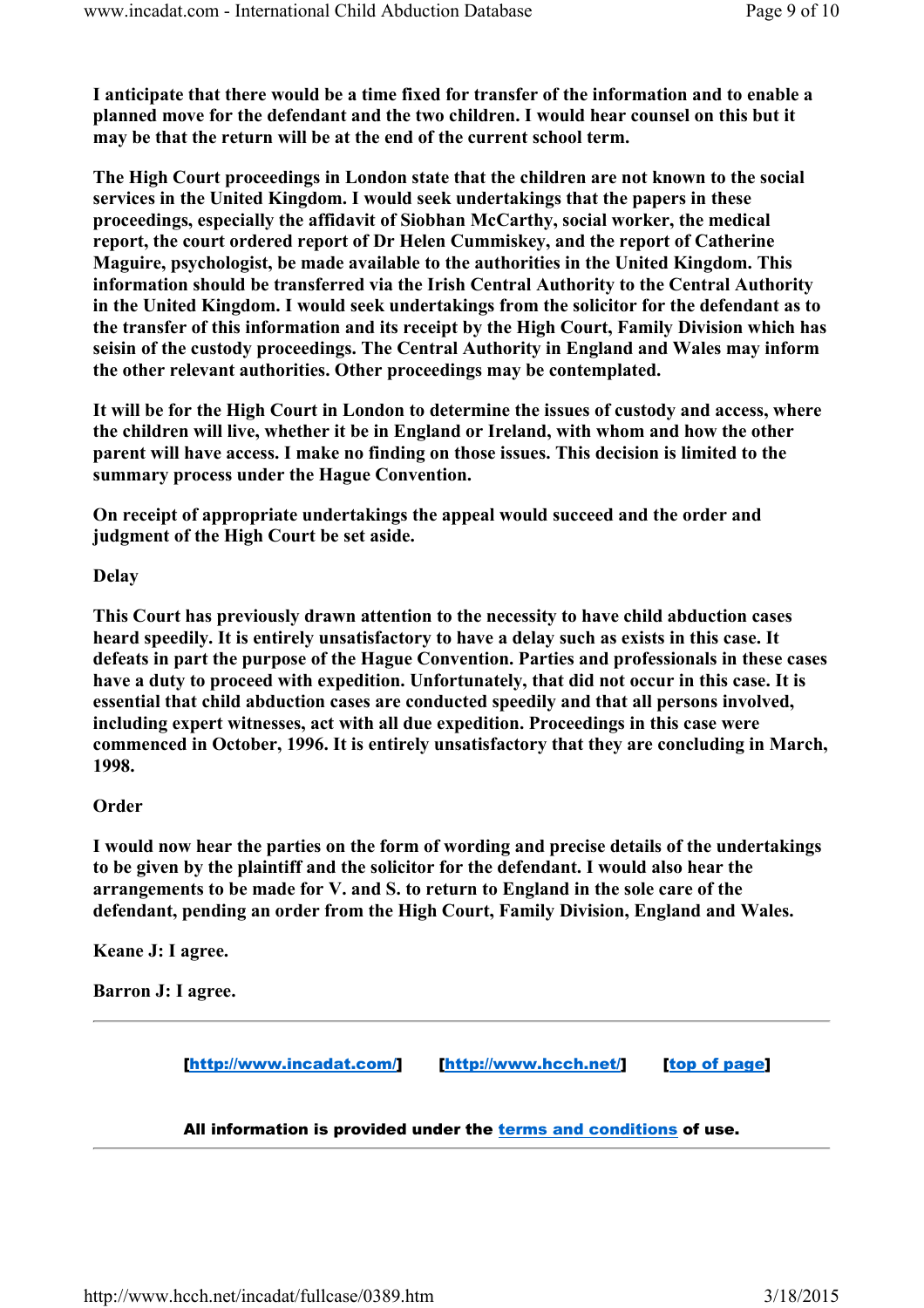**I anticipate that there would be a time fixed for transfer of the information and to enable a planned move for the defendant and the two children. I would hear counsel on this but it may be that the return will be at the end of the current school term.**

**The High Court proceedings in London state that the children are not known to the social services in the United Kingdom. I would seek undertakings that the papers in these proceedings, especially the affidavit of Siobhan McCarthy, social worker, the medical report, the court ordered report of Dr Helen Cummiskey, and the report of Catherine Maguire, psychologist, be made available to the authorities in the United Kingdom. This information should be transferred via the Irish Central Authority to the Central Authority in the United Kingdom. I would seek undertakings from the solicitor for the defendant as to the transfer of this information and its receipt by the High Court, Family Division which has seisin of the custody proceedings. The Central Authority in England and Wales may inform the other relevant authorities. Other proceedings may be contemplated.**

**It will be for the High Court in London to determine the issues of custody and access, where the children will live, whether it be in England or Ireland, with whom and how the other parent will have access. I make no finding on those issues. This decision is limited to the summary process under the Hague Convention.**

**On receipt of appropriate undertakings the appeal would succeed and the order and judgment of the High Court be set aside.**

**Delay**

**This Court has previously drawn attention to the necessity to have child abduction cases heard speedily. It is entirely unsatisfactory to have a delay such as exists in this case. It defeats in part the purpose of the Hague Convention. Parties and professionals in these cases have a duty to proceed with expedition. Unfortunately, that did not occur in this case. It is essential that child abduction cases are conducted speedily and that all persons involved, including expert witnesses, act with all due expedition. Proceedings in this case were commenced in October, 1996. It is entirely unsatisfactory that they are concluding in March, 1998.**

**Order**

**I would now hear the parties on the form of wording and precise details of the undertakings to be given by the plaintiff and the solicitor for the defendant. I would also hear the arrangements to be made for V. and S. to return to England in the sole care of the defendant, pending an order from the High Court, Family Division, England and Wales.**

**Keane J: I agree.**

**Barron J: I agree.**

---

[http://www.incadat.com/] [http://www.hcch.net/] [top of page]

**All information is provided under the terms and conditions of use.**

---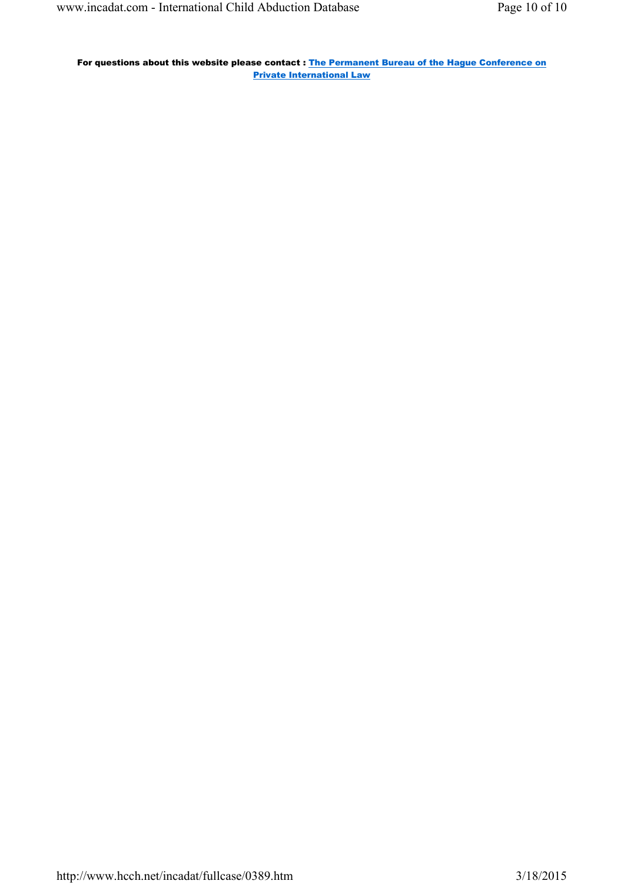**For questions about this website please contact : The Permanent Bureau of the Hague Conference on Private International Law**